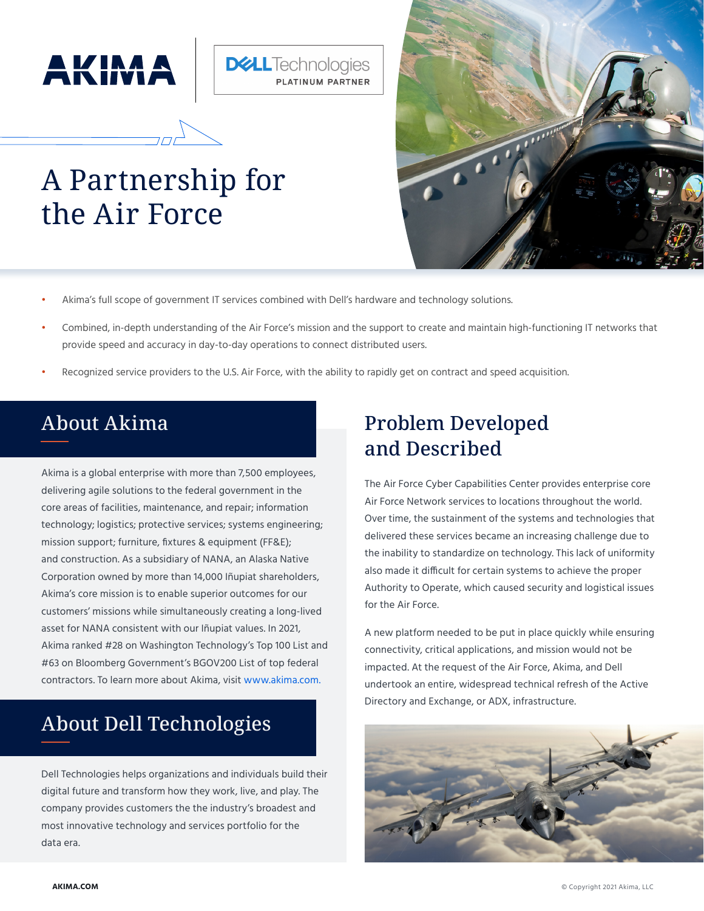# A Partnership for the Air Force

- Akima's full scope of government IT services combined with Dell's hardware and technology solutions.
- Combined, in-depth understanding of the Air Force's mission and the support to create and maintain high-functioning IT networks that provide speed and accuracy in day-to-day operations to connect distributed users.
- Recognized service providers to the U.S. Air Force, with the ability to rapidly get on contract and speed acquisition.

## About Akima

Akima is a global enterprise with more than 7,500 employees, delivering agile solutions to the federal government in the core areas of facilities, maintenance, and repair; information technology; logistics; protective services; systems engineering; mission support; furniture, fixtures & equipment (FF&E); and construction. As a subsidiary of NANA, an Alaska Native Corporation owned by more than 14,000 Iñupiat shareholders, Akima's core mission is to enable superior outcomes for our customers' missions while simultaneously creating a long-lived asset for NANA consistent with our Iñupiat values. In 2021, Akima ranked #28 on Washington Technology's Top 100 List and #63 on Bloomberg Government's BGOV200 List of top federal contractors. To learn more about Akima, visit www.akima.com.

## About Dell Technologies

Dell Technologies helps organizations and individuals build their digital future and transform how they work, live, and play. The company provides customers the the industry's broadest and most innovative technology and services portfolio for the data era.

## Problem Developed and Described

The Air Force Cyber Capabilities Center provides enterprise core Air Force Network services to locations throughout the world. Over time, the sustainment of the systems and technologies that delivered these services became an increasing challenge due to the inability to standardize on technology. This lack of uniformity also made it difficult for certain systems to achieve the proper Authority to Operate, which caused security and logistical issues for the Air Force.

A new platform needed to be put in place quickly while ensuring connectivity, critical applications, and mission would not be impacted. At the request of the Air Force, Akima, and Dell undertook an entire, widespread technical refresh of the Active Directory and Exchange, or ADX, infrastructure.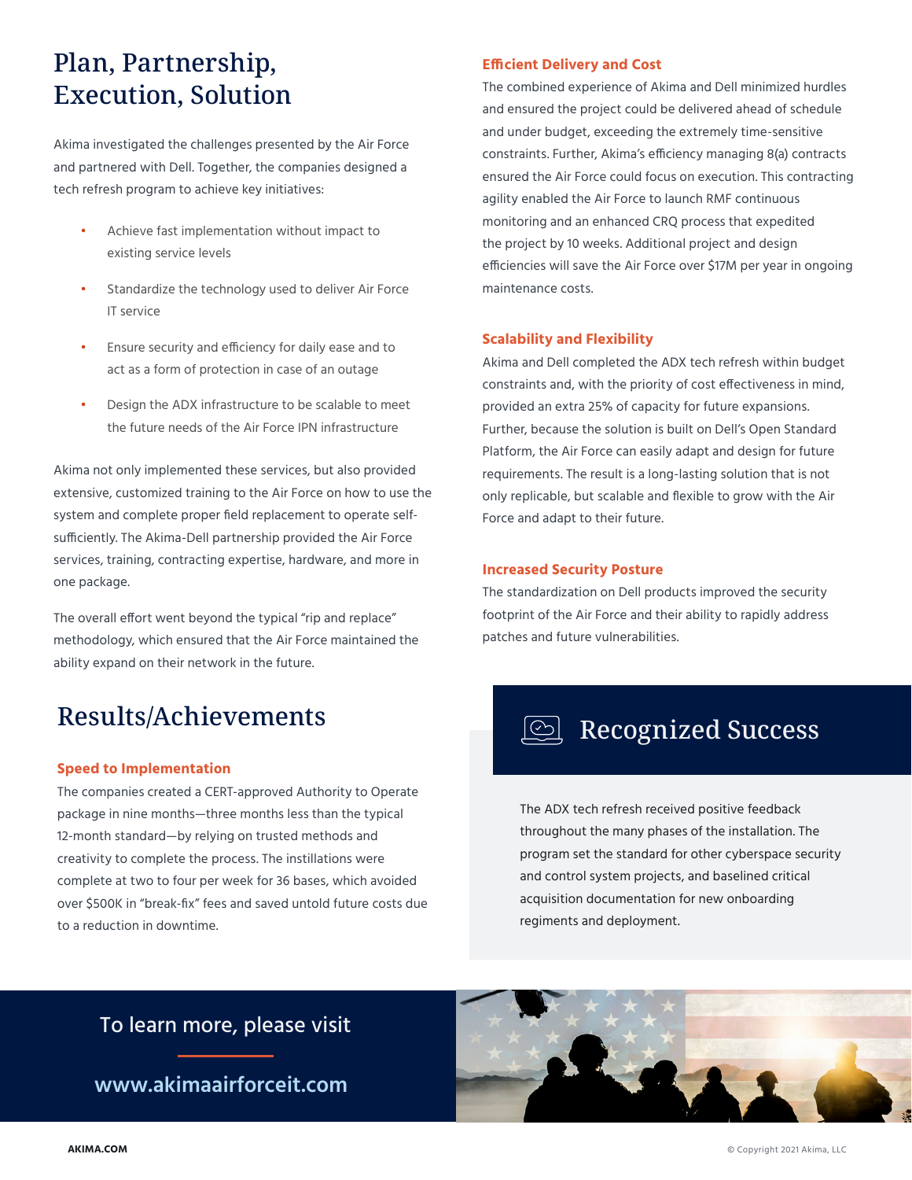## Plan, Partnership, Execution, Solution

Akima investigated the challenges presented by the Air Force and partnered with Dell. Together, the companies designed a tech refresh program to achieve key initiatives:

- Achieve fast implementation without impact to existing service levels
- Standardize the technology used to deliver Air Force IT service
- Ensure security and efficiency for daily ease and to act as a form of protection in case of an outage
- Design the ADX infrastructure to be scalable to meet the future needs of the Air Force IPN infrastructure

Akima not only implemented these services, but also provided extensive, customized training to the Air Force on how to use the system and complete proper field replacement to operate self-sufficiently. The Akima-Dell partnership provided the Air Force services, training, contracting expertise, hardware, and more in one package.

The overall effort went beyond the typical "rip and replace" methodology, which ensured that the Air Force maintained the ability expand on their network in the future.

## Results/Achievements

### Speed to Implementation

The companies created a CERT-approved Authority to Operate package in nine months—three months less than the typical 12-month standard—by relying on trusted methods and creativity to complete the process. The instillations were complete at two to four per week for 36 bases, which avoided over $500K in "break-fix" fees and saved untold future costs due to a reduction in downtime.

### Efficient Delivery and Cost

The combined experience of Akima and Dell minimized hurdles and ensured the project could be delivered ahead of schedule and under budget, exceeding the extremely time-sensitive constraints. Further, Akima's efficiency managing 8(a) contracts ensured the Air Force could focus on execution. This contracting agility enabled the Air Force to launch RMF continuous monitoring and an enhanced CRQ process that expedited the project by 10 weeks. Additional project and design efficiencies will save the Air Force over $17M per year in ongoing maintenance costs.

### Scalability and Flexibility

Akima and Dell completed the ADX tech refresh within budget constraints and, with the priority of cost effectiveness in mind, provided an extra 25% of capacity for future expansions. Further, because the solution is built on Dell's Open Standard Platform, the Air Force can easily adapt and design for future requirements. The result is a long-lasting solution that is not only replicable, but scalable and flexible to grow with the Air Force and adapt to their future.

### Increased Security Posture

The standardization on Dell products improved the security footprint of the Air Force and their ability to rapidly address patches and future vulnerabilities.

## Recognized Success

The ADX tech refresh received positive feedback throughout the many phases of the installation. The program set the standard for other cyberspace security and control system projects, and baselined critical acquisition documentation for new onboarding regiments and deployment.

To learn more, please visit

www.akimaairforceit.com

AKIMA.COM

© Copyright 2021 Akima, LLC